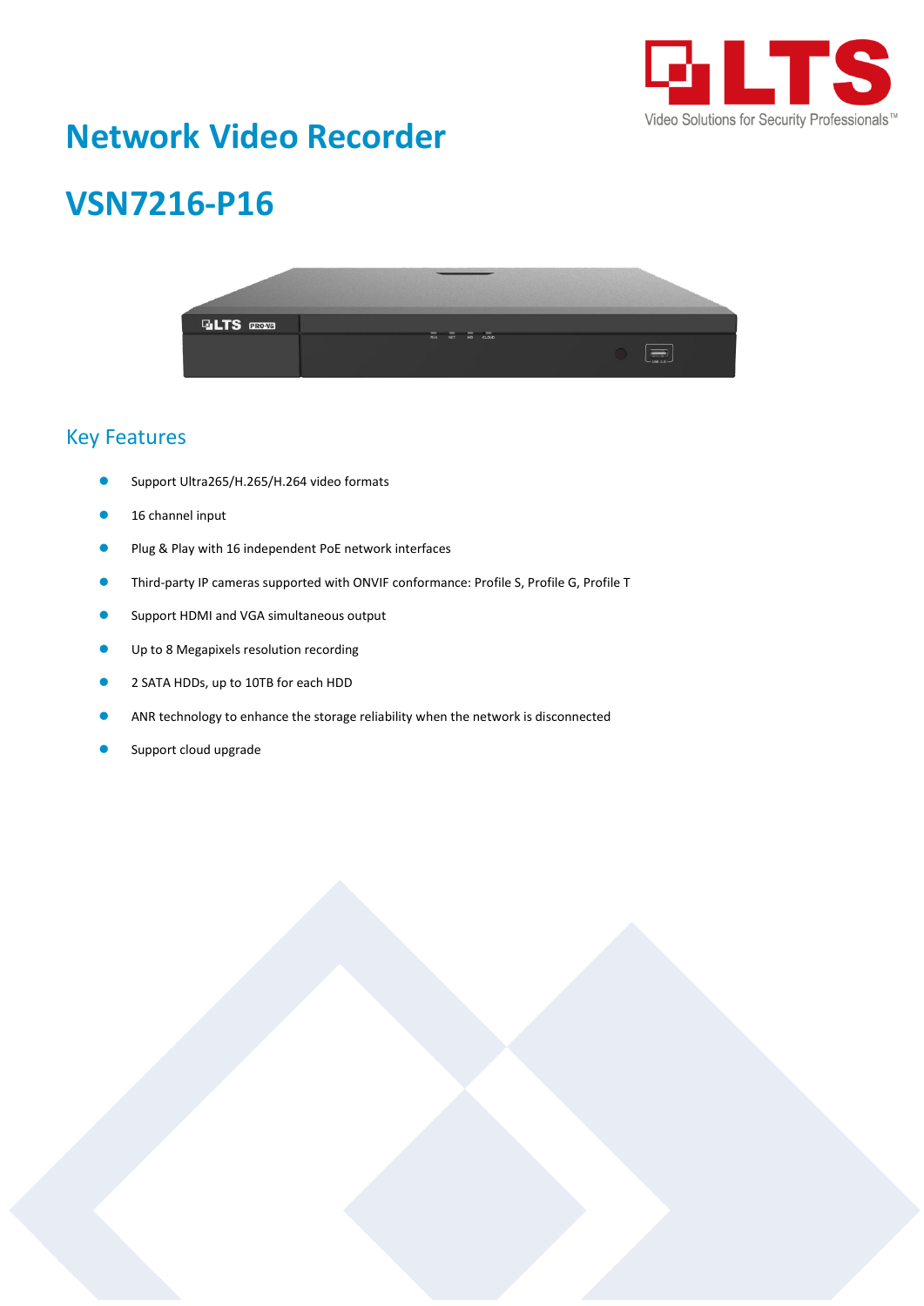# Network Video Recorder

# VSN7216-P16

## Key Features

- Support Ultra265/H.265/H.264 video formats
- 16 channel input
- Plug & Play with 16 independent PoE network interfaces
- Third-party IP cameras supported with ONVIF conformance: Profile S, Profile G, Profile T
- Support HDMI and VGA simultaneous output
- Up to 8 Megapixels resolution recording
- 2 SATA HDDs, up to 10TB for each HDD
- ANR technology to enhance the storage reliability when the network is disconnected
- Support cloud upgrade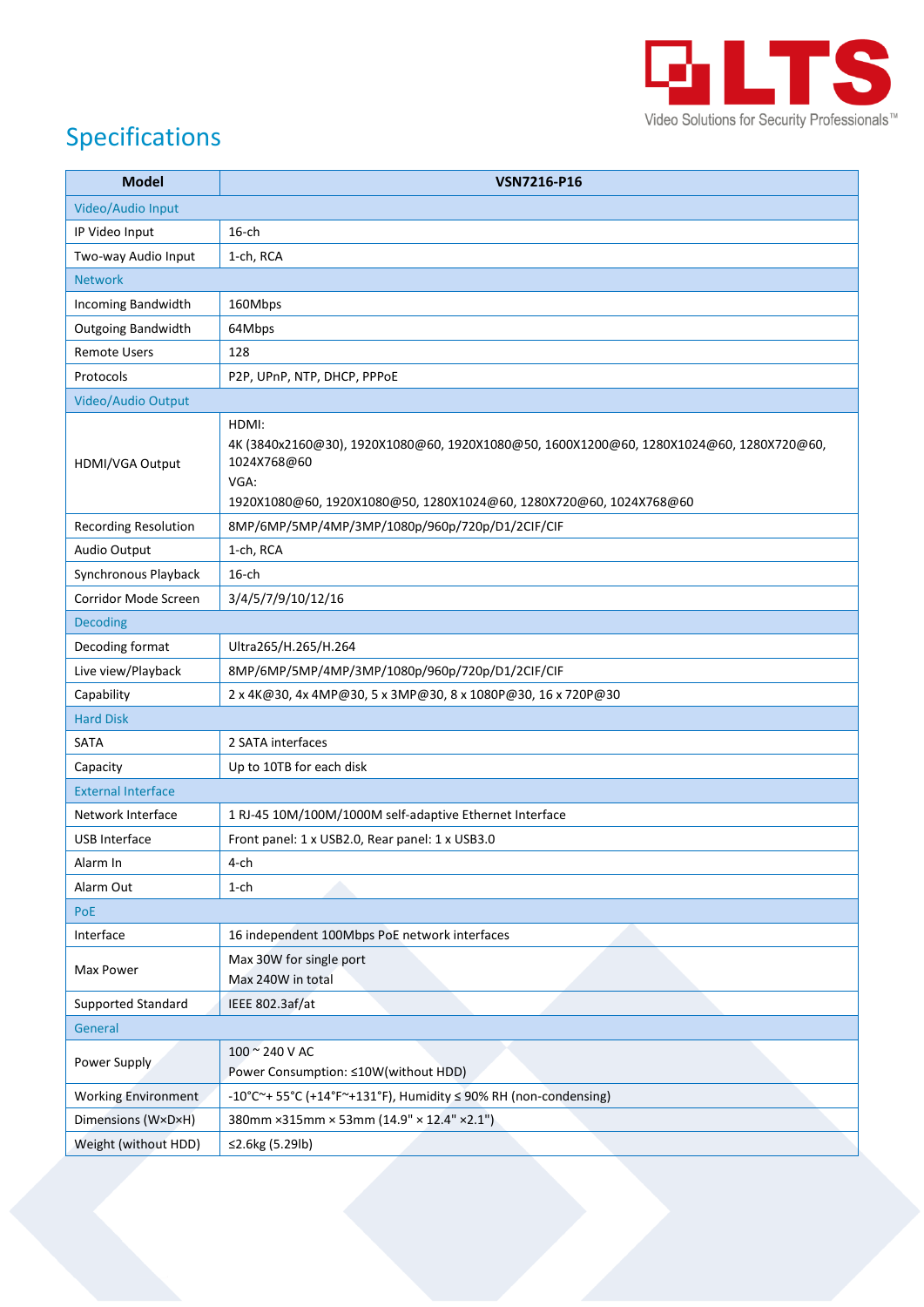## Specifications

| Model | VSN7216-P16 |
|---|---|
| **Video/Audio Input** | |
| IP Video Input | 16-ch |
| Two-way Audio Input | 1-ch, RCA |
| **Network** | |
| Incoming Bandwidth | 160Mbps |
| Outgoing Bandwidth | 64Mbps |
| Remote Users | 128 |
| Protocols | P2P, UPnP, NTP, DHCP, PPPoE |
| **Video/Audio Output** | |
| HDMI/VGA Output | HDMI:<br>4K (3840x2160@30), 1920X1080@60, 1920X1080@50, 1600X1200@60, 1280X1024@60, 1280X720@60, 1024X768@60<br>VGA:<br>1920X1080@60, 1920X1080@50, 1280X1024@60, 1280X720@60, 1024X768@60 |
| Recording Resolution | 8MP/6MP/5MP/4MP/3MP/1080p/960p/720p/D1/2CIF/CIF |
| Audio Output | 1-ch, RCA |
| Synchronous Playback | 16-ch |
| Corridor Mode Screen | 3/4/5/7/9/10/12/16 |
| **Decoding** | |
| Decoding format | Ultra265/H.265/H.264 |
| Live view/Playback | 8MP/6MP/5MP/4MP/3MP/1080p/960p/720p/D1/2CIF/CIF |
| Capability | 2 x 4K@30, 4x 4MP@30, 5 x 3MP@30, 8 x 1080P@30, 16 x 720P@30 |
| **Hard Disk** | |
| SATA | 2 SATA interfaces |
| Capacity | Up to 10TB for each disk |
| **External Interface** | |
| Network Interface | 1 RJ-45 10M/100M/1000M self-adaptive Ethernet Interface |
| USB Interface | Front panel: 1 x USB2.0, Rear panel: 1 x USB3.0 |
| Alarm In | 4-ch |
| Alarm Out | 1-ch |
| **PoE** | |
| Interface | 16 independent 100Mbps PoE network interfaces |
| Max Power | Max 30W for single port<br>Max 240W in total |
| Supported Standard | IEEE 802.3af/at |
| **General** | |
| Power Supply | 100 ~ 240 V AC<br>Power Consumption: ≤10W(without HDD) |
| Working Environment | -10°C~+ 55°C (+14°F~+131°F), Humidity ≤ 90% RH (non-condensing) |
| Dimensions (W×D×H) | 380mm ×315mm × 53mm (14.9" × 12.4" ×2.1") |
| Weight (without HDD) | ≤2.6kg (5.29lb) |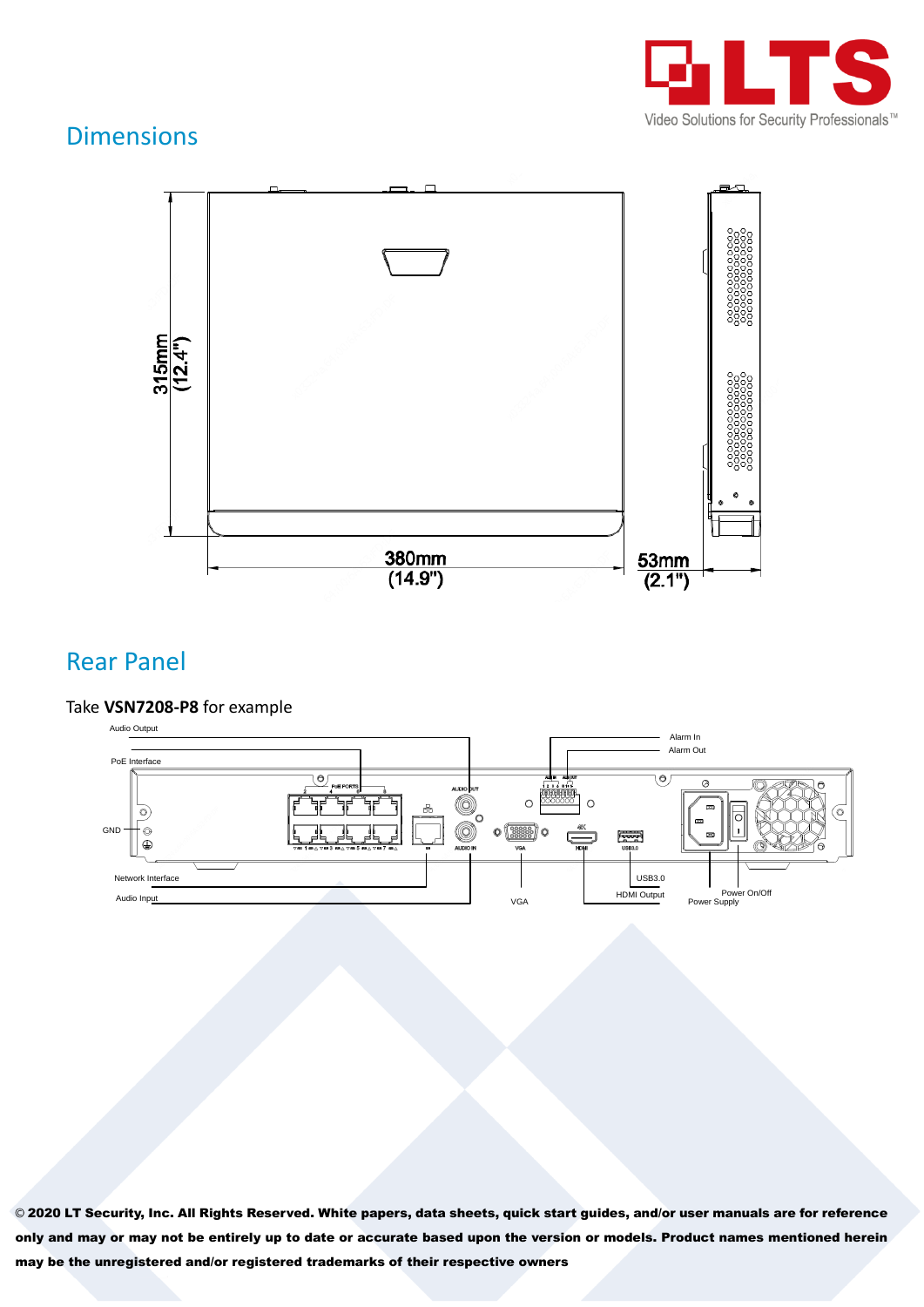## Dimensions

315mm
(12.4")

380mm
(14.9")

53mm
(2.1")

## Rear Panel

Take **VSN7208-P8** for example

Audio Output
PoE Interface
GND
Network Interface
Audio Input
VGA
HDMI Output
USB3.0
Alarm In
Alarm Out
Power On/Off
Power Supply

© 2020 LT Security, Inc. All Rights Reserved. White papers, data sheets, quick start guides, and/or user manuals are for reference only and may or may not be entirely up to date or accurate based upon the version or models. Product names mentioned herein may be the unregistered and/or registered trademarks of their respective owners